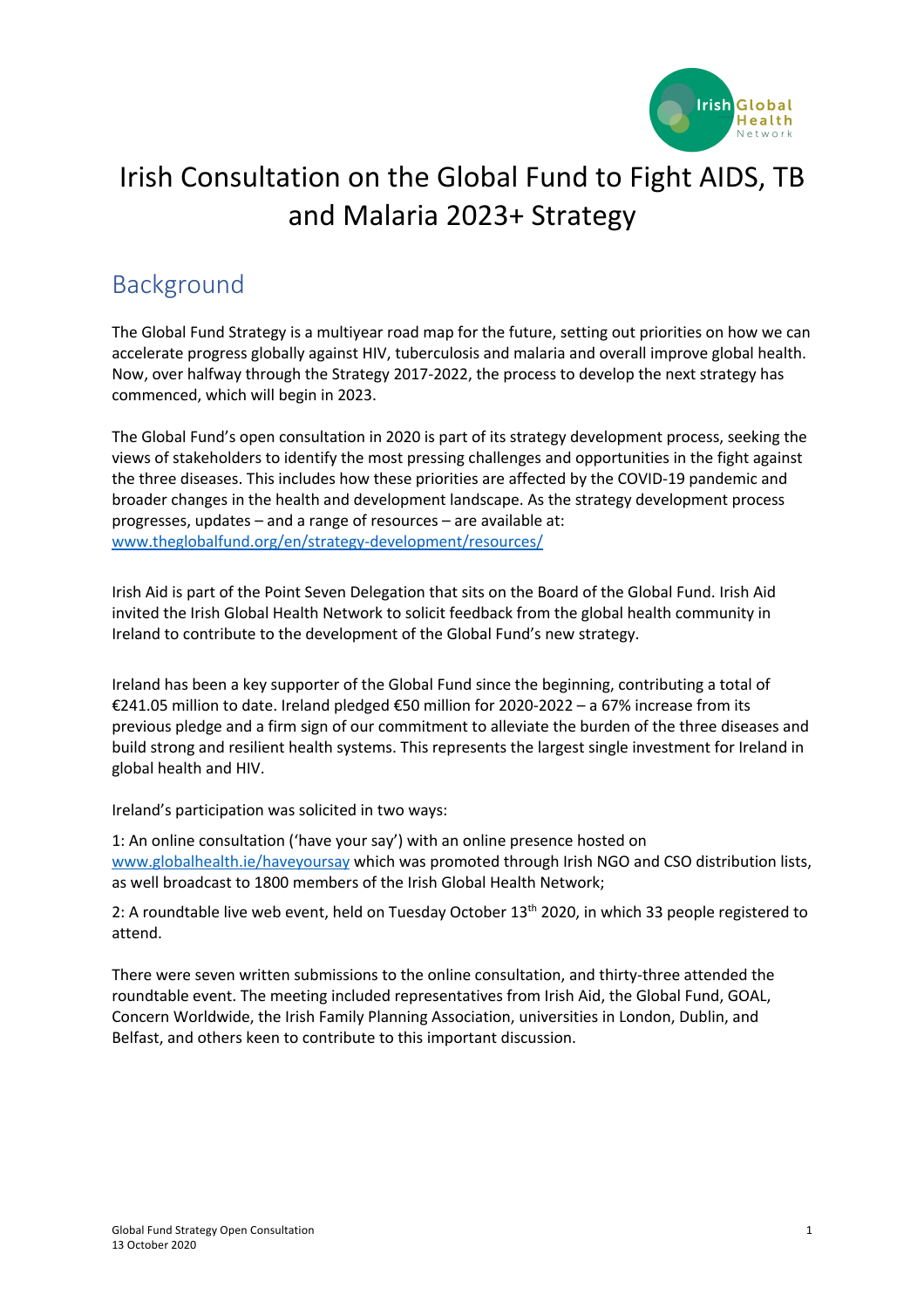# Irish Consultation on the Global Fund to Fight AIDS, TB and Malaria 2023+ Strategy

## Background

The Global Fund Strategy is a multiyear road map for the future, setting out priorities on how we can accelerate progress globally against HIV, tuberculosis and malaria and overall improve global health. Now, over halfway through the Strategy 2017-2022, the process to develop the next strategy has commenced, which will begin in 2023.

The Global Fund's open consultation in 2020 is part of its strategy development process, seeking the views of stakeholders to identify the most pressing challenges and opportunities in the fight against the three diseases. This includes how these priorities are affected by the COVID-19 pandemic and broader changes in the health and development landscape. As the strategy development process progresses, updates – and a range of resources – are available at: www.theglobalfund.org/en/strategy-development/resources/

Irish Aid is part of the Point Seven Delegation that sits on the Board of the Global Fund. Irish Aid invited the Irish Global Health Network to solicit feedback from the global health community in Ireland to contribute to the development of the Global Fund's new strategy.

Ireland has been a key supporter of the Global Fund since the beginning, contributing a total of €241.05 million to date. Ireland pledged €50 million for 2020-2022 – a 67% increase from its previous pledge and a firm sign of our commitment to alleviate the burden of the three diseases and build strong and resilient health systems. This represents the largest single investment for Ireland in global health and HIV.

Ireland's participation was solicited in two ways:

1: An online consultation ('have your say') with an online presence hosted on www.globalhealth.ie/haveyoursay which was promoted through Irish NGO and CSO distribution lists, as well broadcast to 1800 members of the Irish Global Health Network;

2: A roundtable live web event, held on Tuesday October 13th 2020, in which 33 people registered to attend.

There were seven written submissions to the online consultation, and thirty-three attended the roundtable event. The meeting included representatives from Irish Aid, the Global Fund, GOAL, Concern Worldwide, the Irish Family Planning Association, universities in London, Dublin, and Belfast, and others keen to contribute to this important discussion.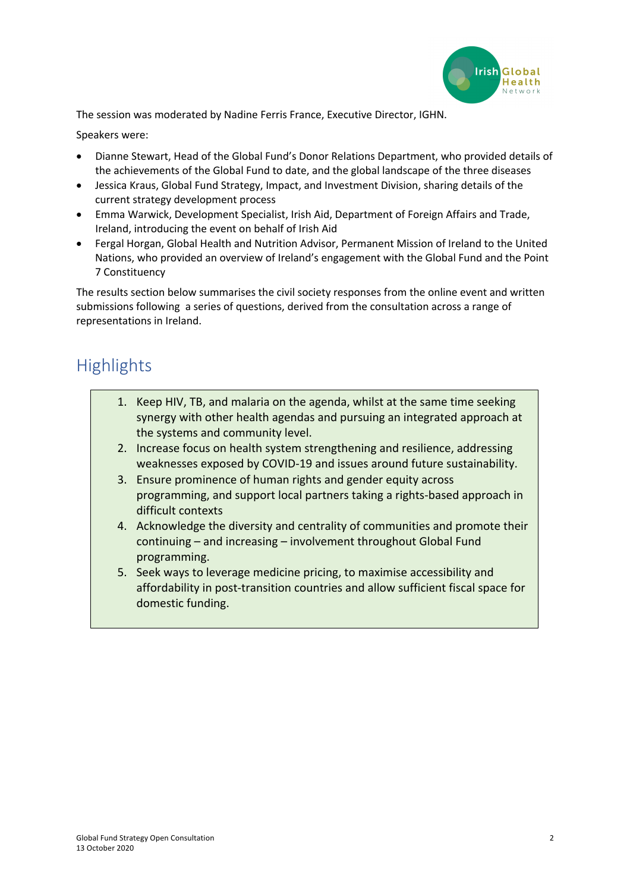The session was moderated by Nadine Ferris France, Executive Director, IGHN.

Speakers were:

- Dianne Stewart, Head of the Global Fund's Donor Relations Department, who provided details of the achievements of the Global Fund to date, and the global landscape of the three diseases
- Jessica Kraus, Global Fund Strategy, Impact, and Investment Division, sharing details of the current strategy development process
- Emma Warwick, Development Specialist, Irish Aid, Department of Foreign Affairs and Trade, Ireland, introducing the event on behalf of Irish Aid
- Fergal Horgan, Global Health and Nutrition Advisor, Permanent Mission of Ireland to the United Nations, who provided an overview of Ireland's engagement with the Global Fund and the Point 7 Constituency

The results section below summarises the civil society responses from the online event and written submissions following a series of questions, derived from the consultation across a range of representations in Ireland.

## Highlights

1. Keep HIV, TB, and malaria on the agenda, whilst at the same time seeking synergy with other health agendas and pursuing an integrated approach at the systems and community level.
2. Increase focus on health system strengthening and resilience, addressing weaknesses exposed by COVID-19 and issues around future sustainability.
3. Ensure prominence of human rights and gender equity across programming, and support local partners taking a rights-based approach in difficult contexts
4. Acknowledge the diversity and centrality of communities and promote their continuing – and increasing – involvement throughout Global Fund programming.
5. Seek ways to leverage medicine pricing, to maximise accessibility and affordability in post-transition countries and allow sufficient fiscal space for domestic funding.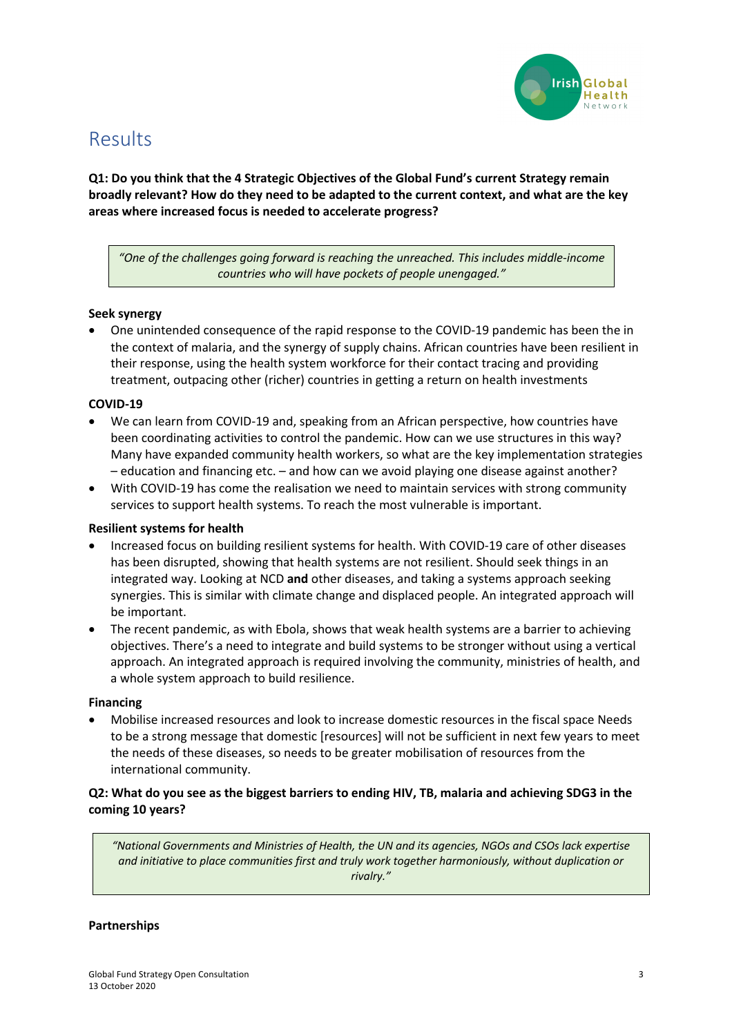# Results

**Q1: Do you think that the 4 Strategic Objectives of the Global Fund's current Strategy remain broadly relevant? How do they need to be adapted to the current context, and what are the key areas where increased focus is needed to accelerate progress?**

> *"One of the challenges going forward is reaching the unreached. This includes middle-income countries who will have pockets of people unengaged."*

**Seek synergy**

- One unintended consequence of the rapid response to the COVID-19 pandemic has been the in the context of malaria, and the synergy of supply chains. African countries have been resilient in their response, using the health system workforce for their contact tracing and providing treatment, outpacing other (richer) countries in getting a return on health investments

**COVID-19**

- We can learn from COVID-19 and, speaking from an African perspective, how countries have been coordinating activities to control the pandemic. How can we use structures in this way? Many have expanded community health workers, so what are the key implementation strategies – education and financing etc. – and how can we avoid playing one disease against another?
- With COVID-19 has come the realisation we need to maintain services with strong community services to support health systems. To reach the most vulnerable is important.

**Resilient systems for health**

- Increased focus on building resilient systems for health. With COVID-19 care of other diseases has been disrupted, showing that health systems are not resilient. Should seek things in an integrated way. Looking at NCD **and** other diseases, and taking a systems approach seeking synergies. This is similar with climate change and displaced people. An integrated approach will be important.
- The recent pandemic, as with Ebola, shows that weak health systems are a barrier to achieving objectives. There's a need to integrate and build systems to be stronger without using a vertical approach. An integrated approach is required involving the community, ministries of health, and a whole system approach to build resilience.

**Financing**

- Mobilise increased resources and look to increase domestic resources in the fiscal space Needs to be a strong message that domestic [resources] will not be sufficient in next few years to meet the needs of these diseases, so needs to be greater mobilisation of resources from the international community.

**Q2: What do you see as the biggest barriers to ending HIV, TB, malaria and achieving SDG3 in the coming 10 years?**

> *"National Governments and Ministries of Health, the UN and its agencies, NGOs and CSOs lack expertise and initiative to place communities first and truly work together harmoniously, without duplication or rivalry."*

**Partnerships**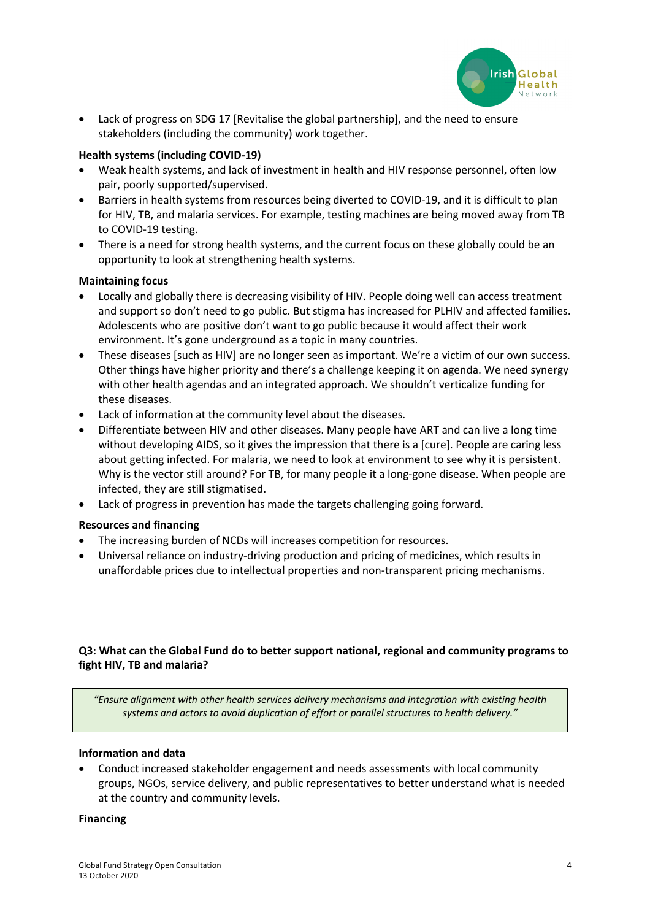- Lack of progress on SDG 17 [Revitalise the global partnership], and the need to ensure stakeholders (including the community) work together.

**Health systems (including COVID-19)**

- Weak health systems, and lack of investment in health and HIV response personnel, often low pair, poorly supported/supervised.
- Barriers in health systems from resources being diverted to COVID-19, and it is difficult to plan for HIV, TB, and malaria services. For example, testing machines are being moved away from TB to COVID-19 testing.
- There is a need for strong health systems, and the current focus on these globally could be an opportunity to look at strengthening health systems.

**Maintaining focus**

- Locally and globally there is decreasing visibility of HIV. People doing well can access treatment and support so don't need to go public. But stigma has increased for PLHIV and affected families. Adolescents who are positive don't want to go public because it would affect their work environment. It's gone underground as a topic in many countries.
- These diseases [such as HIV] are no longer seen as important. We're a victim of our own success. Other things have higher priority and there's a challenge keeping it on agenda. We need synergy with other health agendas and an integrated approach. We shouldn't verticalize funding for these diseases.
- Lack of information at the community level about the diseases.
- Differentiate between HIV and other diseases. Many people have ART and can live a long time without developing AIDS, so it gives the impression that there is a [cure]. People are caring less about getting infected. For malaria, we need to look at environment to see why it is persistent. Why is the vector still around? For TB, for many people it a long-gone disease. When people are infected, they are still stigmatised.
- Lack of progress in prevention has made the targets challenging going forward.

**Resources and financing**

- The increasing burden of NCDs will increases competition for resources.
- Universal reliance on industry-driving production and pricing of medicines, which results in unaffordable prices due to intellectual properties and non-transparent pricing mechanisms.

**Q3: What can the Global Fund do to better support national, regional and community programs to fight HIV, TB and malaria?**

> *"Ensure alignment with other health services delivery mechanisms and integration with existing health systems and actors to avoid duplication of effort or parallel structures to health delivery."*

**Information and data**

- Conduct increased stakeholder engagement and needs assessments with local community groups, NGOs, service delivery, and public representatives to better understand what is needed at the country and community levels.

**Financing**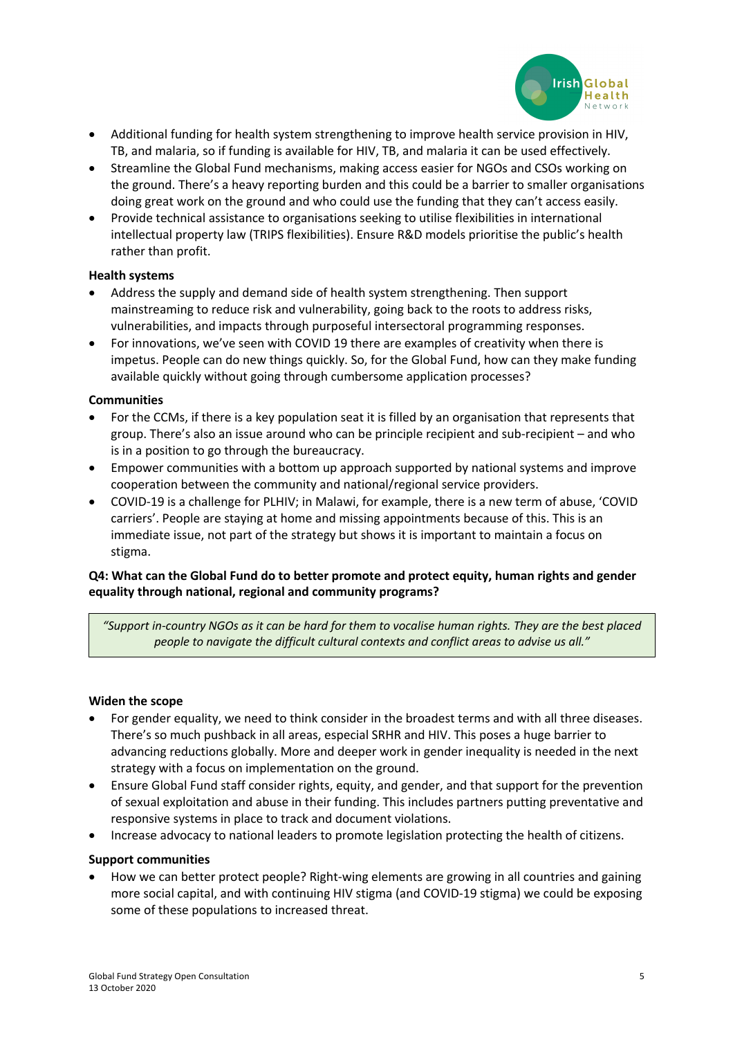- Additional funding for health system strengthening to improve health service provision in HIV, TB, and malaria, so if funding is available for HIV, TB, and malaria it can be used effectively.
- Streamline the Global Fund mechanisms, making access easier for NGOs and CSOs working on the ground. There's a heavy reporting burden and this could be a barrier to smaller organisations doing great work on the ground and who could use the funding that they can't access easily.
- Provide technical assistance to organisations seeking to utilise flexibilities in international intellectual property law (TRIPS flexibilities). Ensure R&D models prioritise the public's health rather than profit.

**Health systems**

- Address the supply and demand side of health system strengthening. Then support mainstreaming to reduce risk and vulnerability, going back to the roots to address risks, vulnerabilities, and impacts through purposeful intersectoral programming responses.
- For innovations, we've seen with COVID 19 there are examples of creativity when there is impetus. People can do new things quickly. So, for the Global Fund, how can they make funding available quickly without going through cumbersome application processes?

**Communities**

- For the CCMs, if there is a key population seat it is filled by an organisation that represents that group. There's also an issue around who can be principle recipient and sub-recipient – and who is in a position to go through the bureaucracy.
- Empower communities with a bottom up approach supported by national systems and improve cooperation between the community and national/regional service providers.
- COVID-19 is a challenge for PLHIV; in Malawi, for example, there is a new term of abuse, 'COVID carriers'. People are staying at home and missing appointments because of this. This is an immediate issue, not part of the strategy but shows it is important to maintain a focus on stigma.

**Q4: What can the Global Fund do to better promote and protect equity, human rights and gender equality through national, regional and community programs?**

> *"Support in-country NGOs as it can be hard for them to vocalise human rights. They are the best placed people to navigate the difficult cultural contexts and conflict areas to advise us all."*

**Widen the scope**

- For gender equality, we need to think consider in the broadest terms and with all three diseases. There's so much pushback in all areas, especial SRHR and HIV. This poses a huge barrier to advancing reductions globally. More and deeper work in gender inequality is needed in the next strategy with a focus on implementation on the ground.
- Ensure Global Fund staff consider rights, equity, and gender, and that support for the prevention of sexual exploitation and abuse in their funding. This includes partners putting preventative and responsive systems in place to track and document violations.
- Increase advocacy to national leaders to promote legislation protecting the health of citizens.

**Support communities**

- How we can better protect people? Right-wing elements are growing in all countries and gaining more social capital, and with continuing HIV stigma (and COVID-19 stigma) we could be exposing some of these populations to increased threat.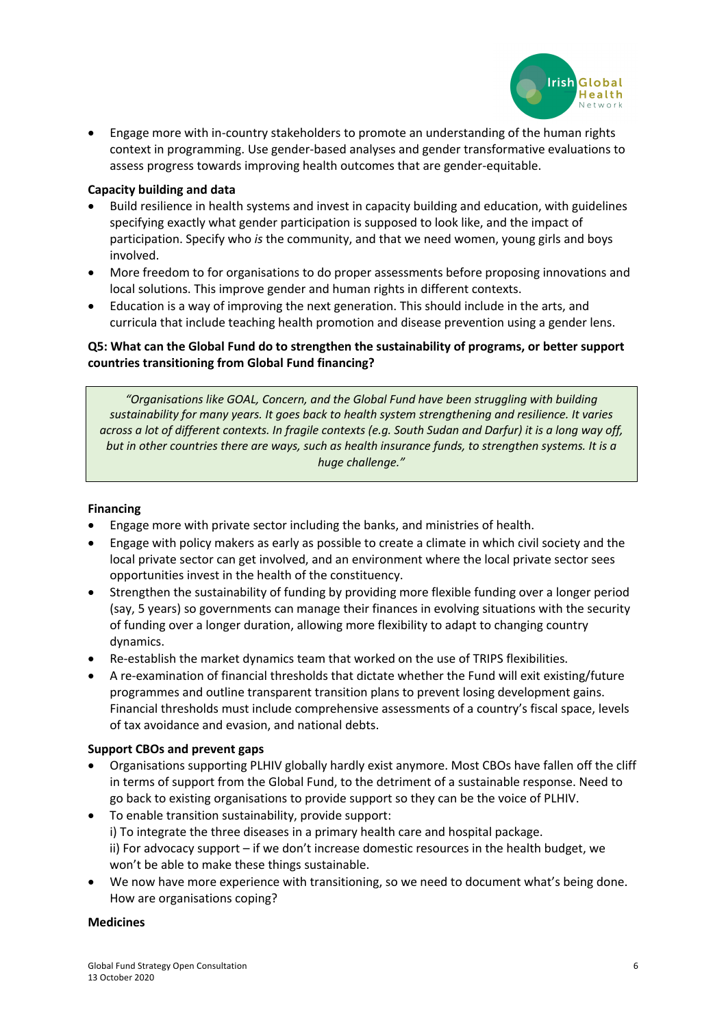- Engage more with in-country stakeholders to promote an understanding of the human rights context in programming. Use gender-based analyses and gender transformative evaluations to assess progress towards improving health outcomes that are gender-equitable.

**Capacity building and data**

- Build resilience in health systems and invest in capacity building and education, with guidelines specifying exactly what gender participation is supposed to look like, and the impact of participation. Specify who *is* the community, and that we need women, young girls and boys involved.
- More freedom to for organisations to do proper assessments before proposing innovations and local solutions. This improve gender and human rights in different contexts.
- Education is a way of improving the next generation. This should include in the arts, and curricula that include teaching health promotion and disease prevention using a gender lens.

**Q5: What can the Global Fund do to strengthen the sustainability of programs, or better support countries transitioning from Global Fund financing?**

> *"Organisations like GOAL, Concern, and the Global Fund have been struggling with building sustainability for many years. It goes back to health system strengthening and resilience. It varies across a lot of different contexts. In fragile contexts (e.g. South Sudan and Darfur) it is a long way off, but in other countries there are ways, such as health insurance funds, to strengthen systems. It is a huge challenge."*

**Financing**

- Engage more with private sector including the banks, and ministries of health.
- Engage with policy makers as early as possible to create a climate in which civil society and the local private sector can get involved, and an environment where the local private sector sees opportunities invest in the health of the constituency.
- Strengthen the sustainability of funding by providing more flexible funding over a longer period (say, 5 years) so governments can manage their finances in evolving situations with the security of funding over a longer duration, allowing more flexibility to adapt to changing country dynamics.
- Re-establish the market dynamics team that worked on the use of TRIPS flexibilities.
- A re-examination of financial thresholds that dictate whether the Fund will exit existing/future programmes and outline transparent transition plans to prevent losing development gains. Financial thresholds must include comprehensive assessments of a country's fiscal space, levels of tax avoidance and evasion, and national debts.

**Support CBOs and prevent gaps**

- Organisations supporting PLHIV globally hardly exist anymore. Most CBOs have fallen off the cliff in terms of support from the Global Fund, to the detriment of a sustainable response. Need to go back to existing organisations to provide support so they can be the voice of PLHIV.
- To enable transition sustainability, provide support:
  i) To integrate the three diseases in a primary health care and hospital package.
  ii) For advocacy support – if we don't increase domestic resources in the health budget, we won't be able to make these things sustainable.
- We now have more experience with transitioning, so we need to document what's being done. How are organisations coping?

**Medicines**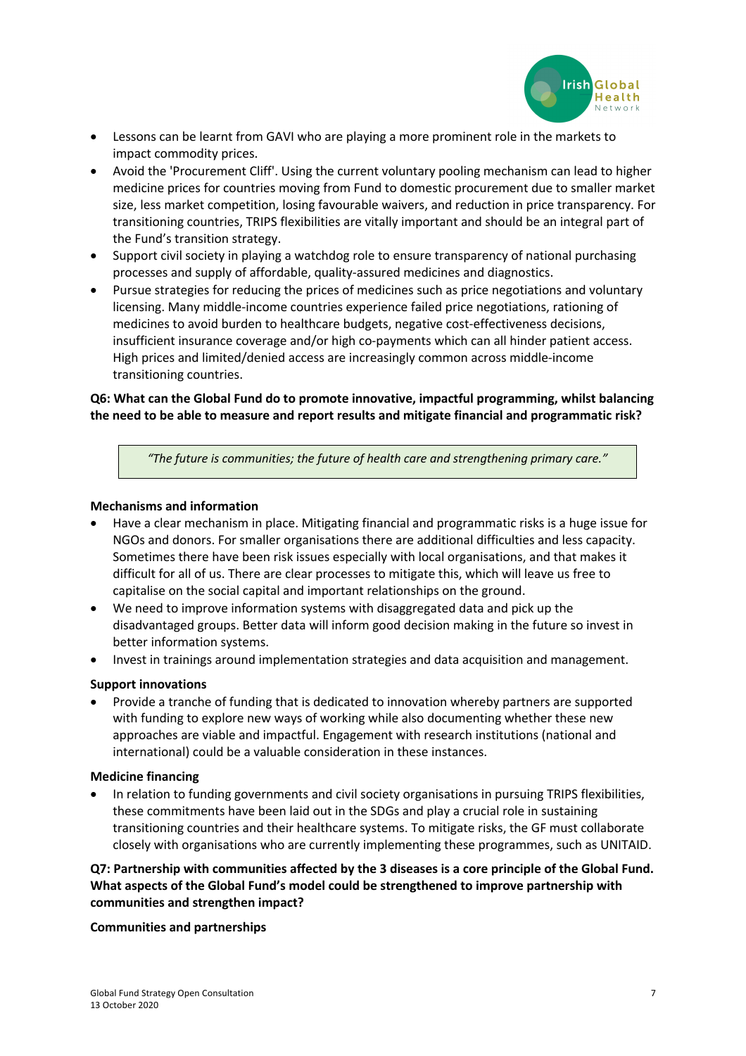- Lessons can be learnt from GAVI who are playing a more prominent role in the markets to impact commodity prices.
- Avoid the 'Procurement Cliff'. Using the current voluntary pooling mechanism can lead to higher medicine prices for countries moving from Fund to domestic procurement due to smaller market size, less market competition, losing favourable waivers, and reduction in price transparency. For transitioning countries, TRIPS flexibilities are vitally important and should be an integral part of the Fund's transition strategy.
- Support civil society in playing a watchdog role to ensure transparency of national purchasing processes and supply of affordable, quality-assured medicines and diagnostics.
- Pursue strategies for reducing the prices of medicines such as price negotiations and voluntary licensing. Many middle-income countries experience failed price negotiations, rationing of medicines to avoid burden to healthcare budgets, negative cost-effectiveness decisions, insufficient insurance coverage and/or high co-payments which can all hinder patient access. High prices and limited/denied access are increasingly common across middle-income transitioning countries.

**Q6: What can the Global Fund do to promote innovative, impactful programming, whilst balancing the need to be able to measure and report results and mitigate financial and programmatic risk?**

> *"The future is communities; the future of health care and strengthening primary care."*

**Mechanisms and information**

- Have a clear mechanism in place. Mitigating financial and programmatic risks is a huge issue for NGOs and donors. For smaller organisations there are additional difficulties and less capacity. Sometimes there have been risk issues especially with local organisations, and that makes it difficult for all of us. There are clear processes to mitigate this, which will leave us free to capitalise on the social capital and important relationships on the ground.
- We need to improve information systems with disaggregated data and pick up the disadvantaged groups. Better data will inform good decision making in the future so invest in better information systems.
- Invest in trainings around implementation strategies and data acquisition and management.

**Support innovations**

- Provide a tranche of funding that is dedicated to innovation whereby partners are supported with funding to explore new ways of working while also documenting whether these new approaches are viable and impactful. Engagement with research institutions (national and international) could be a valuable consideration in these instances.

**Medicine financing**

- In relation to funding governments and civil society organisations in pursuing TRIPS flexibilities, these commitments have been laid out in the SDGs and play a crucial role in sustaining transitioning countries and their healthcare systems. To mitigate risks, the GF must collaborate closely with organisations who are currently implementing these programmes, such as UNITAID.

**Q7: Partnership with communities affected by the 3 diseases is a core principle of the Global Fund. What aspects of the Global Fund's model could be strengthened to improve partnership with communities and strengthen impact?**

**Communities and partnerships**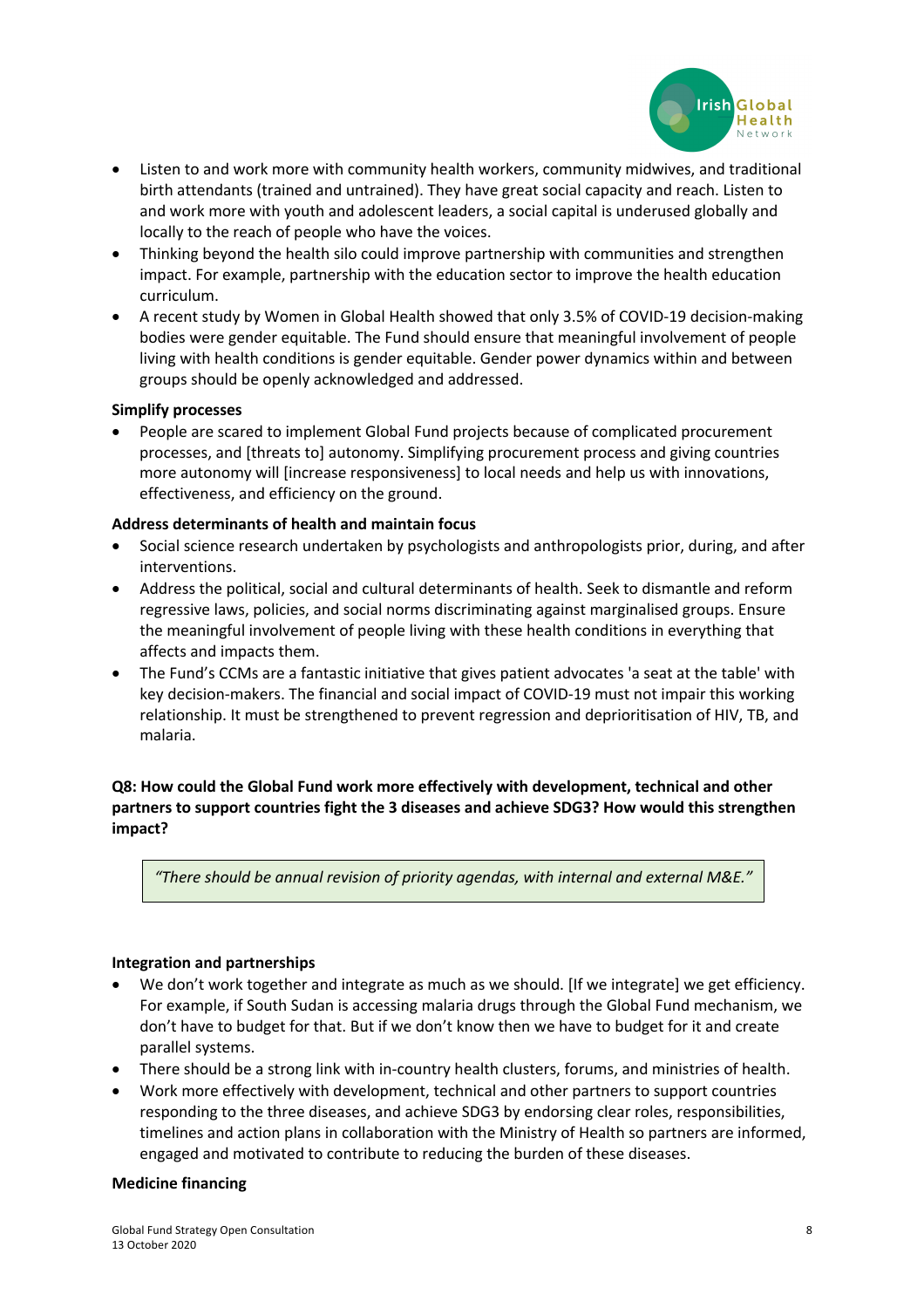- Listen to and work more with community health workers, community midwives, and traditional birth attendants (trained and untrained). They have great social capacity and reach. Listen to and work more with youth and adolescent leaders, a social capital is underused globally and locally to the reach of people who have the voices.
- Thinking beyond the health silo could improve partnership with communities and strengthen impact. For example, partnership with the education sector to improve the health education curriculum.
- A recent study by Women in Global Health showed that only 3.5% of COVID-19 decision-making bodies were gender equitable. The Fund should ensure that meaningful involvement of people living with health conditions is gender equitable. Gender power dynamics within and between groups should be openly acknowledged and addressed.

**Simplify processes**

- People are scared to implement Global Fund projects because of complicated procurement processes, and [threats to] autonomy. Simplifying procurement process and giving countries more autonomy will [increase responsiveness] to local needs and help us with innovations, effectiveness, and efficiency on the ground.

**Address determinants of health and maintain focus**

- Social science research undertaken by psychologists and anthropologists prior, during, and after interventions.
- Address the political, social and cultural determinants of health. Seek to dismantle and reform regressive laws, policies, and social norms discriminating against marginalised groups. Ensure the meaningful involvement of people living with these health conditions in everything that affects and impacts them.
- The Fund's CCMs are a fantastic initiative that gives patient advocates 'a seat at the table' with key decision-makers. The financial and social impact of COVID-19 must not impair this working relationship. It must be strengthened to prevent regression and deprioritisation of HIV, TB, and malaria.

**Q8: How could the Global Fund work more effectively with development, technical and other partners to support countries fight the 3 diseases and achieve SDG3? How would this strengthen impact?**

> *"There should be annual revision of priority agendas, with internal and external M&E."*

**Integration and partnerships**

- We don't work together and integrate as much as we should. [If we integrate] we get efficiency. For example, if South Sudan is accessing malaria drugs through the Global Fund mechanism, we don't have to budget for that. But if we don't know then we have to budget for it and create parallel systems.
- There should be a strong link with in-country health clusters, forums, and ministries of health.
- Work more effectively with development, technical and other partners to support countries responding to the three diseases, and achieve SDG3 by endorsing clear roles, responsibilities, timelines and action plans in collaboration with the Ministry of Health so partners are informed, engaged and motivated to contribute to reducing the burden of these diseases.

**Medicine financing**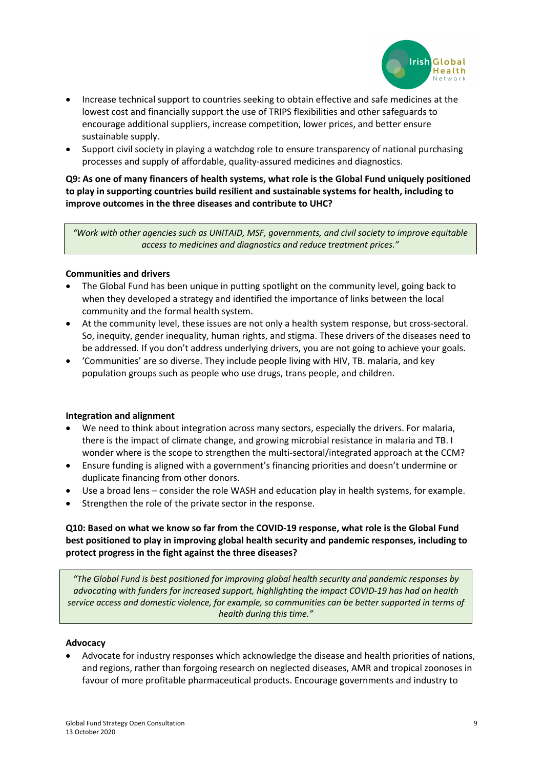- Increase technical support to countries seeking to obtain effective and safe medicines at the lowest cost and financially support the use of TRIPS flexibilities and other safeguards to encourage additional suppliers, increase competition, lower prices, and better ensure sustainable supply.
- Support civil society in playing a watchdog role to ensure transparency of national purchasing processes and supply of affordable, quality-assured medicines and diagnostics.

**Q9: As one of many financers of health systems, what role is the Global Fund uniquely positioned to play in supporting countries build resilient and sustainable systems for health, including to improve outcomes in the three diseases and contribute to UHC?**

> *"Work with other agencies such as UNITAID, MSF, governments, and civil society to improve equitable access to medicines and diagnostics and reduce treatment prices."*

**Communities and drivers**

- The Global Fund has been unique in putting spotlight on the community level, going back to when they developed a strategy and identified the importance of links between the local community and the formal health system.
- At the community level, these issues are not only a health system response, but cross-sectoral. So, inequity, gender inequality, human rights, and stigma. These drivers of the diseases need to be addressed. If you don't address underlying drivers, you are not going to achieve your goals.
- 'Communities' are so diverse. They include people living with HIV, TB. malaria, and key population groups such as people who use drugs, trans people, and children.

**Integration and alignment**

- We need to think about integration across many sectors, especially the drivers. For malaria, there is the impact of climate change, and growing microbial resistance in malaria and TB. I wonder where is the scope to strengthen the multi-sectoral/integrated approach at the CCM?
- Ensure funding is aligned with a government's financing priorities and doesn't undermine or duplicate financing from other donors.
- Use a broad lens – consider the role WASH and education play in health systems, for example.
- Strengthen the role of the private sector in the response.

**Q10: Based on what we know so far from the COVID-19 response, what role is the Global Fund best positioned to play in improving global health security and pandemic responses, including to protect progress in the fight against the three diseases?**

> *"The Global Fund is best positioned for improving global health security and pandemic responses by advocating with funders for increased support, highlighting the impact COVID-19 has had on health service access and domestic violence, for example, so communities can be better supported in terms of health during this time."*

**Advocacy**

- Advocate for industry responses which acknowledge the disease and health priorities of nations, and regions, rather than forgoing research on neglected diseases, AMR and tropical zoonoses in favour of more profitable pharmaceutical products. Encourage governments and industry to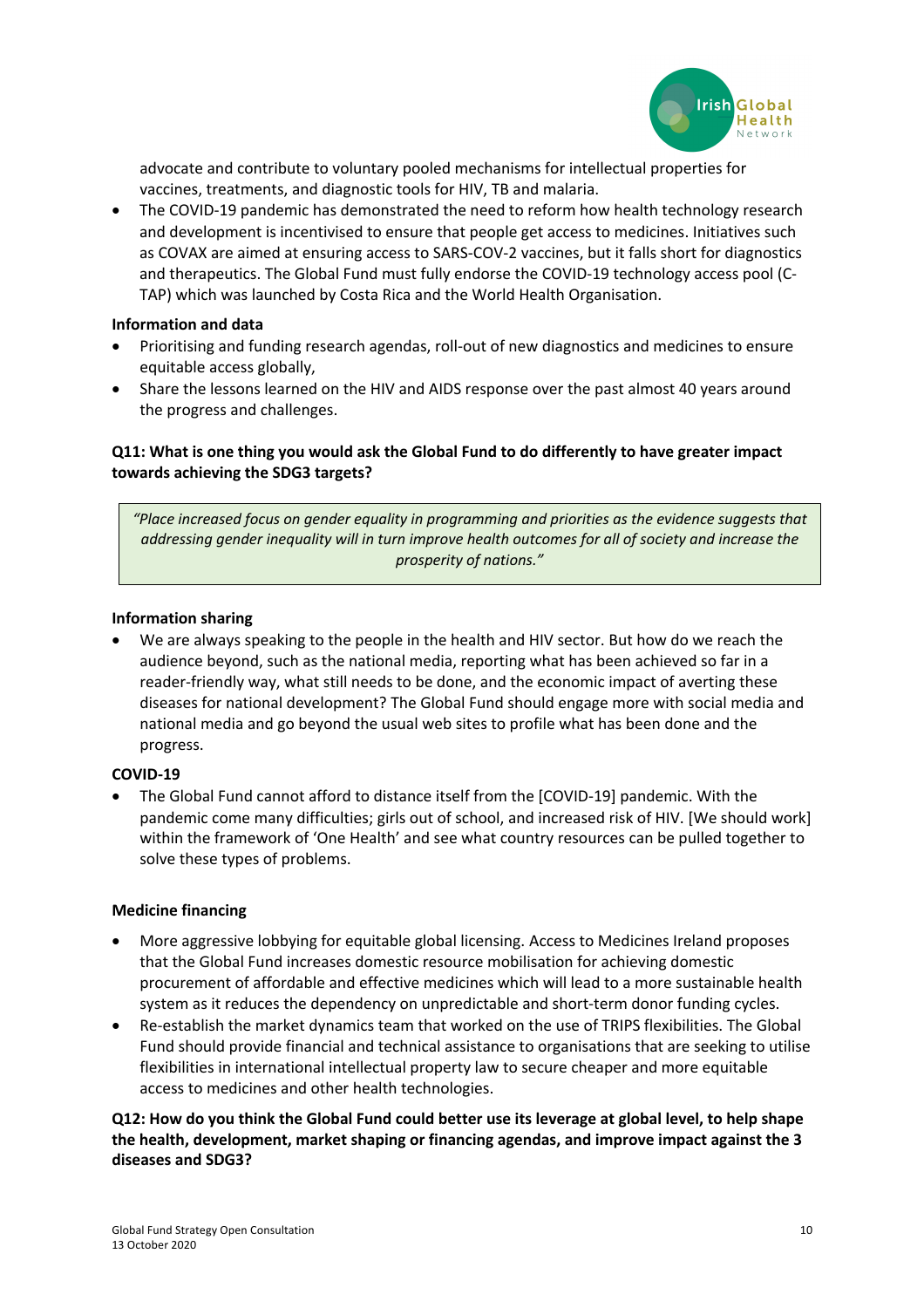advocate and contribute to voluntary pooled mechanisms for intellectual properties for vaccines, treatments, and diagnostic tools for HIV, TB and malaria.
- The COVID-19 pandemic has demonstrated the need to reform how health technology research and development is incentivised to ensure that people get access to medicines. Initiatives such as COVAX are aimed at ensuring access to SARS-COV-2 vaccines, but it falls short for diagnostics and therapeutics. The Global Fund must fully endorse the COVID-19 technology access pool (C-TAP) which was launched by Costa Rica and the World Health Organisation.

**Information and data**

- Prioritising and funding research agendas, roll-out of new diagnostics and medicines to ensure equitable access globally,
- Share the lessons learned on the HIV and AIDS response over the past almost 40 years around the progress and challenges.

**Q11: What is one thing you would ask the Global Fund to do differently to have greater impact towards achieving the SDG3 targets?**

> *"Place increased focus on gender equality in programming and priorities as the evidence suggests that addressing gender inequality will in turn improve health outcomes for all of society and increase the prosperity of nations."*

**Information sharing**

- We are always speaking to the people in the health and HIV sector. But how do we reach the audience beyond, such as the national media, reporting what has been achieved so far in a reader-friendly way, what still needs to be done, and the economic impact of averting these diseases for national development? The Global Fund should engage more with social media and national media and go beyond the usual web sites to profile what has been done and the progress.

**COVID-19**

- The Global Fund cannot afford to distance itself from the [COVID-19] pandemic. With the pandemic come many difficulties; girls out of school, and increased risk of HIV. [We should work] within the framework of 'One Health' and see what country resources can be pulled together to solve these types of problems.

**Medicine financing**

- More aggressive lobbying for equitable global licensing. Access to Medicines Ireland proposes that the Global Fund increases domestic resource mobilisation for achieving domestic procurement of affordable and effective medicines which will lead to a more sustainable health system as it reduces the dependency on unpredictable and short-term donor funding cycles.
- Re-establish the market dynamics team that worked on the use of TRIPS flexibilities. The Global Fund should provide financial and technical assistance to organisations that are seeking to utilise flexibilities in international intellectual property law to secure cheaper and more equitable access to medicines and other health technologies.

**Q12: How do you think the Global Fund could better use its leverage at global level, to help shape the health, development, market shaping or financing agendas, and improve impact against the 3 diseases and SDG3?**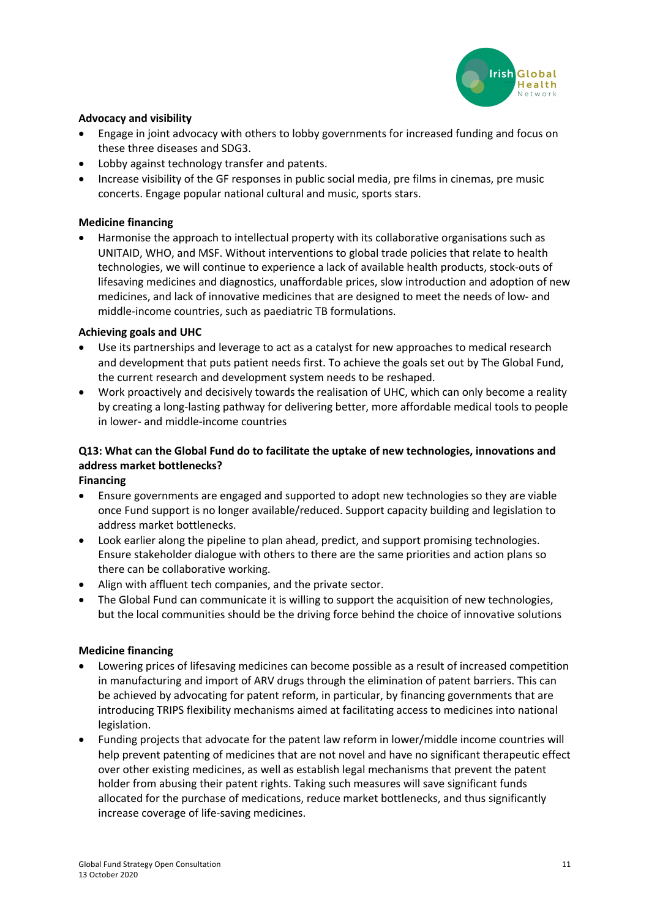**Advocacy and visibility**

- Engage in joint advocacy with others to lobby governments for increased funding and focus on these three diseases and SDG3.
- Lobby against technology transfer and patents.
- Increase visibility of the GF responses in public social media, pre films in cinemas, pre music concerts. Engage popular national cultural and music, sports stars.

**Medicine financing**

- Harmonise the approach to intellectual property with its collaborative organisations such as UNITAID, WHO, and MSF. Without interventions to global trade policies that relate to health technologies, we will continue to experience a lack of available health products, stock-outs of lifesaving medicines and diagnostics, unaffordable prices, slow introduction and adoption of new medicines, and lack of innovative medicines that are designed to meet the needs of low- and middle-income countries, such as paediatric TB formulations.

**Achieving goals and UHC**

- Use its partnerships and leverage to act as a catalyst for new approaches to medical research and development that puts patient needs first. To achieve the goals set out by The Global Fund, the current research and development system needs to be reshaped.
- Work proactively and decisively towards the realisation of UHC, which can only become a reality by creating a long-lasting pathway for delivering better, more affordable medical tools to people in lower- and middle-income countries

**Q13: What can the Global Fund do to facilitate the uptake of new technologies, innovations and address market bottlenecks?**

**Financing**

- Ensure governments are engaged and supported to adopt new technologies so they are viable once Fund support is no longer available/reduced. Support capacity building and legislation to address market bottlenecks.
- Look earlier along the pipeline to plan ahead, predict, and support promising technologies. Ensure stakeholder dialogue with others to there are the same priorities and action plans so there can be collaborative working.
- Align with affluent tech companies, and the private sector.
- The Global Fund can communicate it is willing to support the acquisition of new technologies, but the local communities should be the driving force behind the choice of innovative solutions

**Medicine financing**

- Lowering prices of lifesaving medicines can become possible as a result of increased competition in manufacturing and import of ARV drugs through the elimination of patent barriers. This can be achieved by advocating for patent reform, in particular, by financing governments that are introducing TRIPS flexibility mechanisms aimed at facilitating access to medicines into national legislation.
- Funding projects that advocate for the patent law reform in lower/middle income countries will help prevent patenting of medicines that are not novel and have no significant therapeutic effect over other existing medicines, as well as establish legal mechanisms that prevent the patent holder from abusing their patent rights. Taking such measures will save significant funds allocated for the purchase of medications, reduce market bottlenecks, and thus significantly increase coverage of life-saving medicines.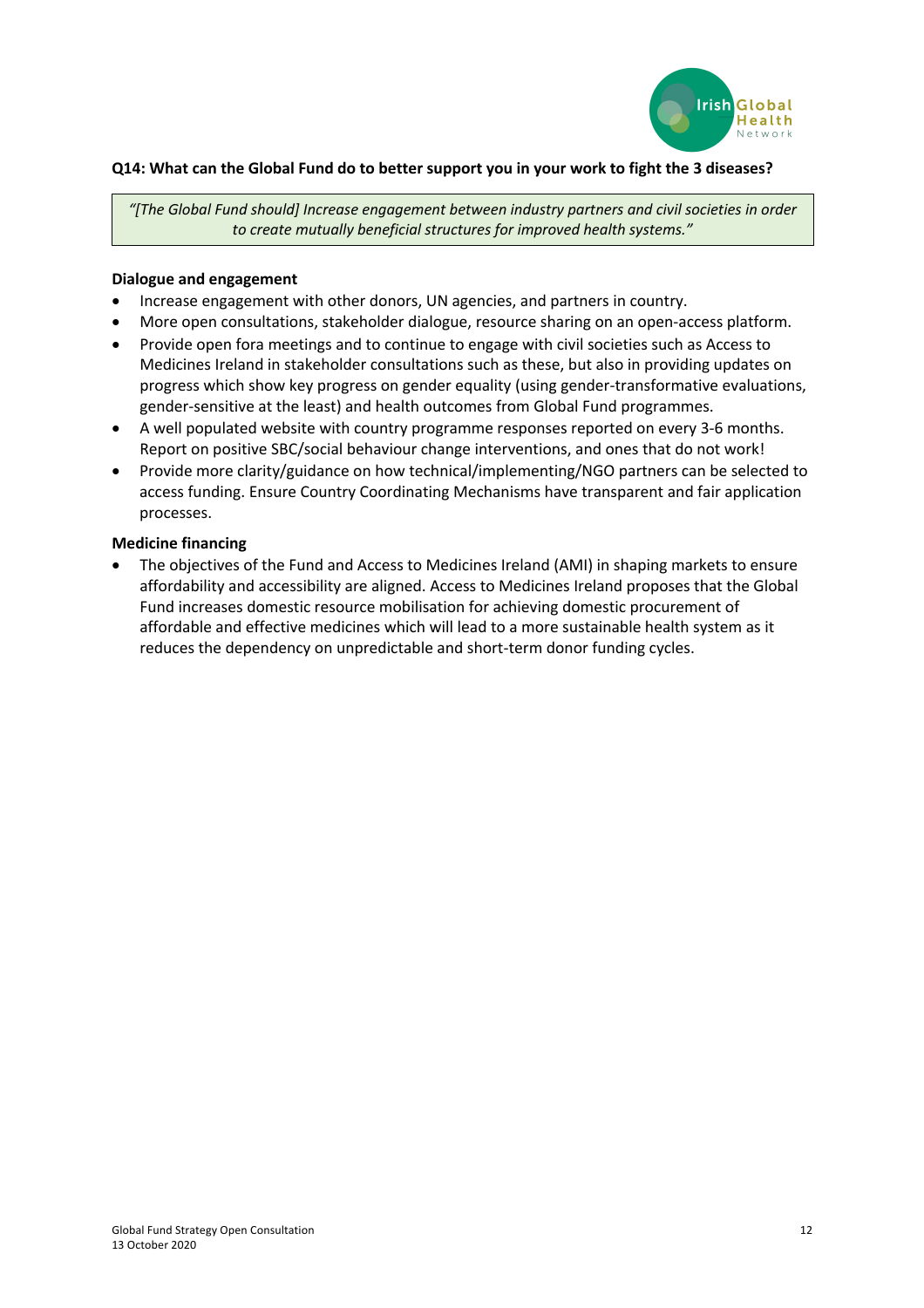**Q14: What can the Global Fund do to better support you in your work to fight the 3 diseases?**

> *"[The Global Fund should] Increase engagement between industry partners and civil societies in order to create mutually beneficial structures for improved health systems."*

**Dialogue and engagement**

- Increase engagement with other donors, UN agencies, and partners in country.
- More open consultations, stakeholder dialogue, resource sharing on an open-access platform.
- Provide open fora meetings and to continue to engage with civil societies such as Access to Medicines Ireland in stakeholder consultations such as these, but also in providing updates on progress which show key progress on gender equality (using gender-transformative evaluations, gender-sensitive at the least) and health outcomes from Global Fund programmes.
- A well populated website with country programme responses reported on every 3-6 months. Report on positive SBC/social behaviour change interventions, and ones that do not work!
- Provide more clarity/guidance on how technical/implementing/NGO partners can be selected to access funding. Ensure Country Coordinating Mechanisms have transparent and fair application processes.

**Medicine financing**

- The objectives of the Fund and Access to Medicines Ireland (AMI) in shaping markets to ensure affordability and accessibility are aligned. Access to Medicines Ireland proposes that the Global Fund increases domestic resource mobilisation for achieving domestic procurement of affordable and effective medicines which will lead to a more sustainable health system as it reduces the dependency on unpredictable and short-term donor funding cycles.